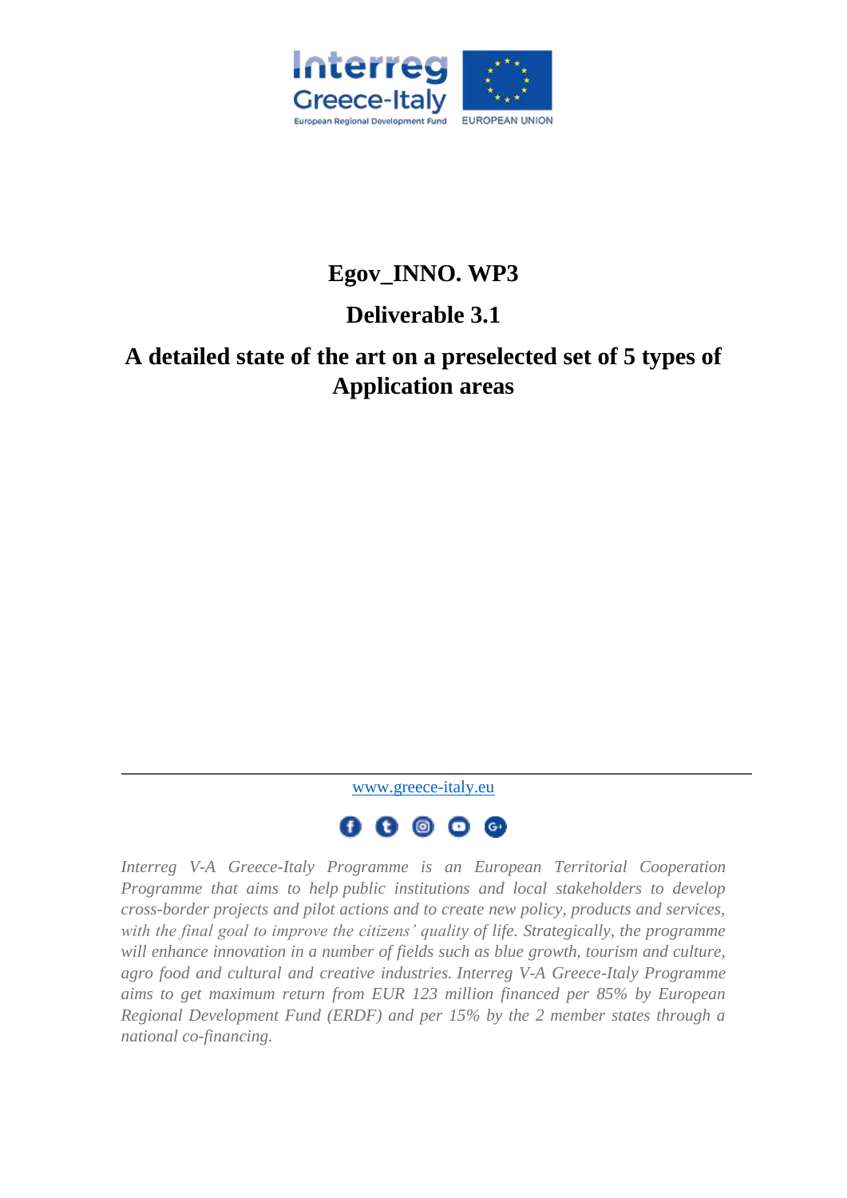# Egov_INNO. WP3

## Deliverable 3.1

## A detailed state of the art on a preselected set of 5 types of Application areas

www.greece-italy.eu

*Interreg V-A Greece-Italy Programme is an European Territorial Cooperation Programme that aims to help public institutions and local stakeholders to develop cross-border projects and pilot actions and to create new policy, products and services, with the final goal to improve the citizens' quality of life. Strategically, the programme will enhance innovation in a number of fields such as blue growth, tourism and culture, agro food and cultural and creative industries. Interreg V-A Greece-Italy Programme aims to get maximum return from EUR 123 million financed per 85% by European Regional Development Fund (ERDF) and per 15% by the 2 member states through a national co-financing.*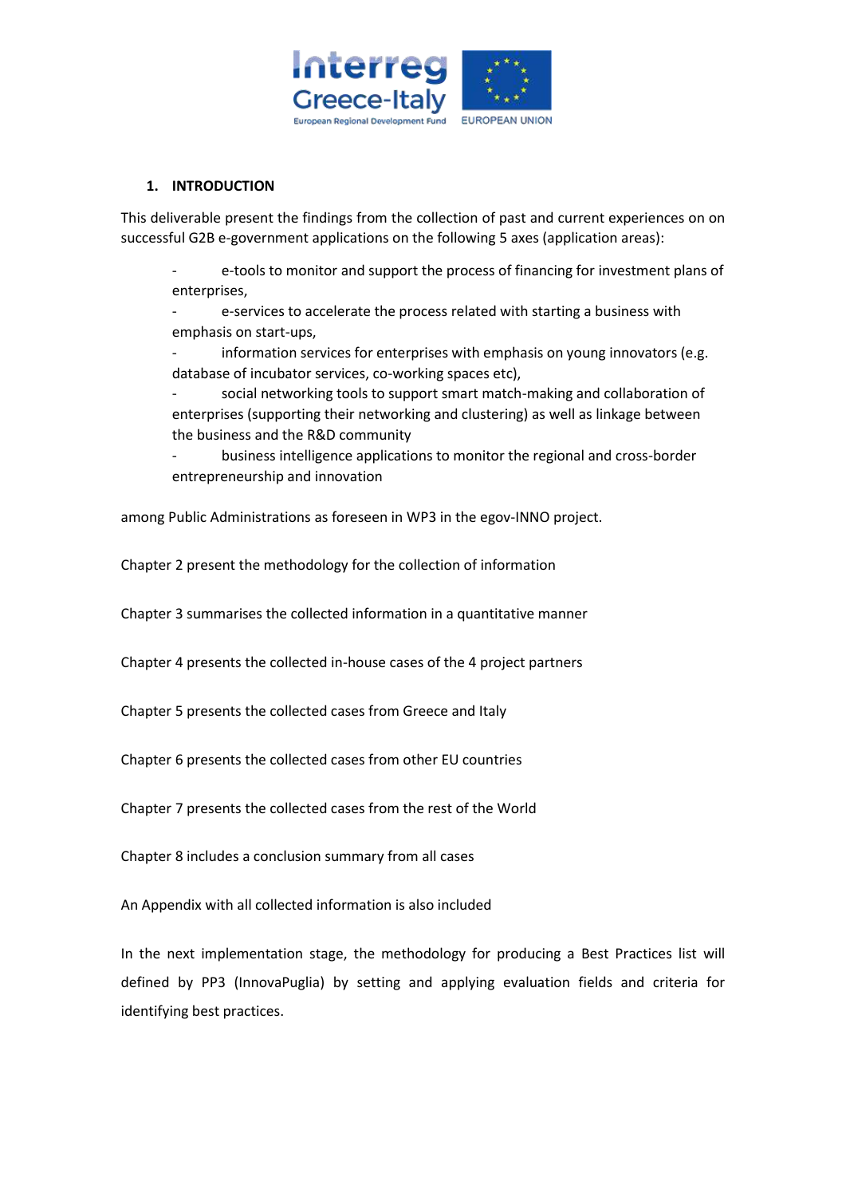# 1. INTRODUCTION

This deliverable present the findings from the collection of past and current experiences on on successful G2B e-government applications on the following 5 axes (application areas):

- e-tools to monitor and support the process of financing for investment plans of enterprises,
- e-services to accelerate the process related with starting a business with emphasis on start-ups,
- information services for enterprises with emphasis on young innovators (e.g. database of incubator services, co-working spaces etc),
- social networking tools to support smart match-making and collaboration of enterprises (supporting their networking and clustering) as well as linkage between the business and the R&D community
- business intelligence applications to monitor the regional and cross-border entrepreneurship and innovation

among Public Administrations as foreseen in WP3 in the egov-INNO project.

Chapter 2 present the methodology for the collection of information

Chapter 3 summarises the collected information in a quantitative manner

Chapter 4 presents the collected in-house cases of the 4 project partners

Chapter 5 presents the collected cases from Greece and Italy

Chapter 6 presents the collected cases from other EU countries

Chapter 7 presents the collected cases from the rest of the World

Chapter 8 includes a conclusion summary from all cases

An Appendix with all collected information is also included

In the next implementation stage, the methodology for producing a Best Practices list will defined by PP3 (InnovaPuglia) by setting and applying evaluation fields and criteria for identifying best practices.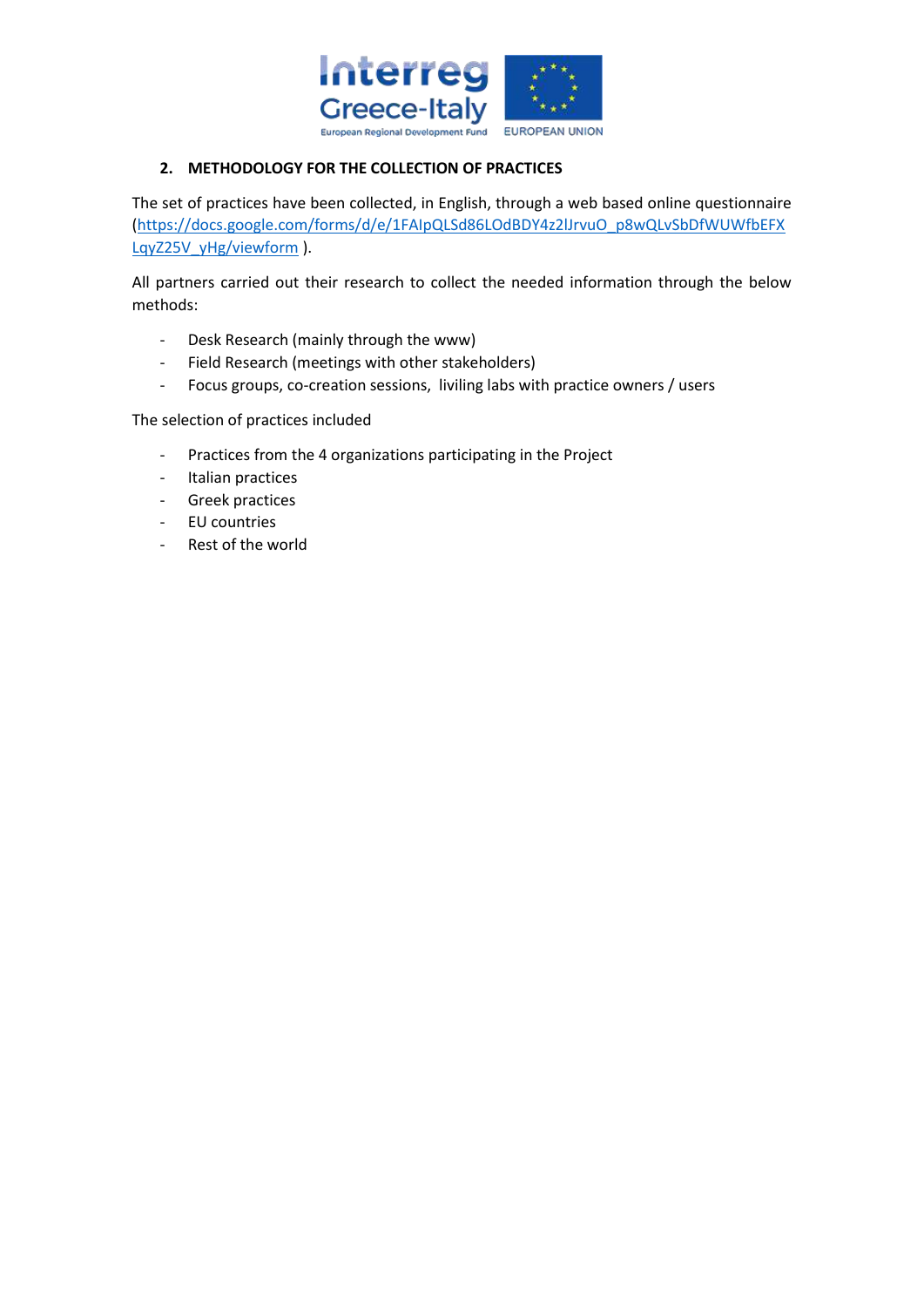## 2. METHODOLOGY FOR THE COLLECTION OF PRACTICES

The set of practices have been collected, in English, through a web based online questionnaire (https://docs.google.com/forms/d/e/1FAIpQLSd86LOdBDY4z2lJrvuO_p8wQLvSbDfWUWfbEFXLqyZ25V_yHg/viewform ).

All partners carried out their research to collect the needed information through the below methods:

- Desk Research (mainly through the www)
- Field Research (meetings with other stakeholders)
- Focus groups, co-creation sessions, liviling labs with practice owners / users

The selection of practices included

- Practices from the 4 organizations participating in the Project
- Italian practices
- Greek practices
- EU countries
- Rest of the world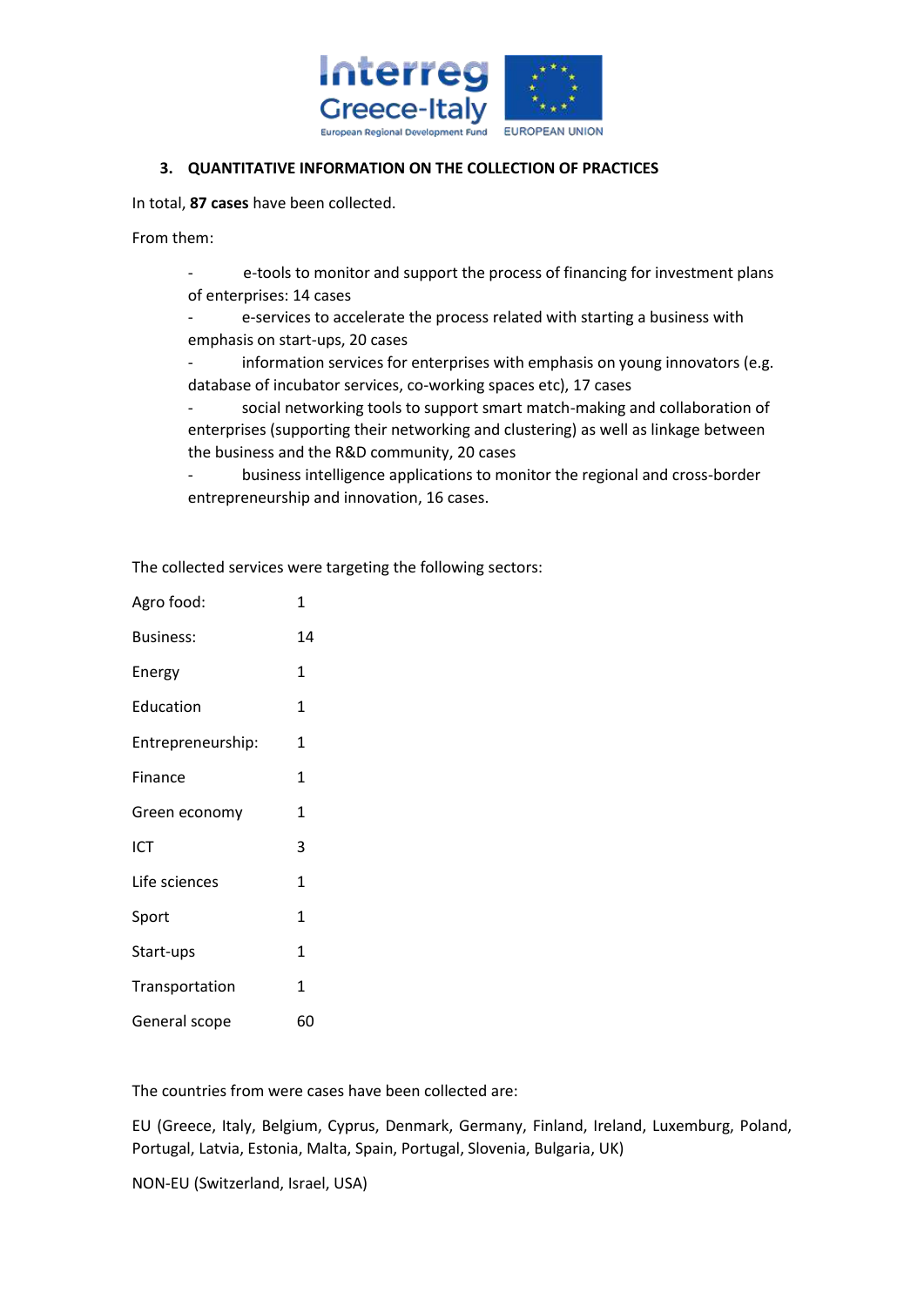## 3. QUANTITATIVE INFORMATION ON THE COLLECTION OF PRACTICES

In total, **87 cases** have been collected.

From them:

- e-tools to monitor and support the process of financing for investment plans of enterprises: 14 cases
- e-services to accelerate the process related with starting a business with emphasis on start-ups, 20 cases
- information services for enterprises with emphasis on young innovators (e.g. database of incubator services, co-working spaces etc), 17 cases
- social networking tools to support smart match-making and collaboration of enterprises (supporting their networking and clustering) as well as linkage between the business and the R&D community, 20 cases
- business intelligence applications to monitor the regional and cross-border entrepreneurship and innovation, 16 cases.

The collected services were targeting the following sectors:

| | |
|---|---|
| Agro food: | 1 |
| Business: | 14 |
| Energy | 1 |
| Education | 1 |
| Entrepreneurship: | 1 |
| Finance | 1 |
| Green economy | 1 |
| ICT | 3 |
| Life sciences | 1 |
| Sport | 1 |
| Start-ups | 1 |
| Transportation | 1 |
| General scope | 60 |

The countries from were cases have been collected are:

EU (Greece, Italy, Belgium, Cyprus, Denmark, Germany, Finland, Ireland, Luxemburg, Poland, Portugal, Latvia, Estonia, Malta, Spain, Portugal, Slovenia, Bulgaria, UK)

NON-EU (Switzerland, Israel, USA)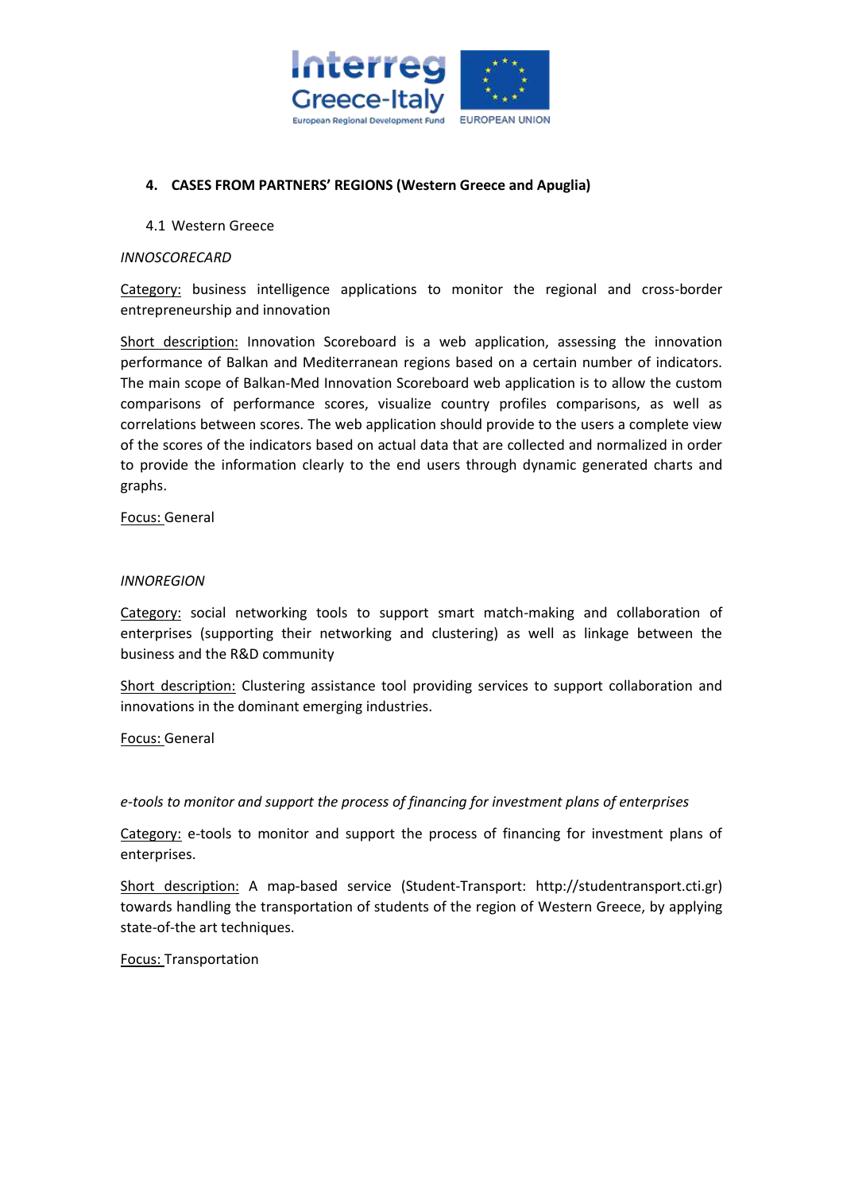## 4. CASES FROM PARTNERS' REGIONS (Western Greece and Apuglia)

### 4.1 Western Greece

*INNOSCORECARD*

Category: business intelligence applications to monitor the regional and cross-border entrepreneurship and innovation

Short description: Innovation Scoreboard is a web application, assessing the innovation performance of Balkan and Mediterranean regions based on a certain number of indicators. The main scope of Balkan-Med Innovation Scoreboard web application is to allow the custom comparisons of performance scores, visualize country profiles comparisons, as well as correlations between scores. The web application should provide to the users a complete view of the scores of the indicators based on actual data that are collected and normalized in order to provide the information clearly to the end users through dynamic generated charts and graphs.

Focus: General

*INNOREGION*

Category: social networking tools to support smart match-making and collaboration of enterprises (supporting their networking and clustering) as well as linkage between the business and the R&D community

Short description: Clustering assistance tool providing services to support collaboration and innovations in the dominant emerging industries.

Focus: General

*e-tools to monitor and support the process of financing for investment plans of enterprises*

Category: e-tools to monitor and support the process of financing for investment plans of enterprises.

Short description: A map-based service (Student-Transport: http://studentransport.cti.gr) towards handling the transportation of students of the region of Western Greece, by applying state-of-the art techniques.

Focus: Transportation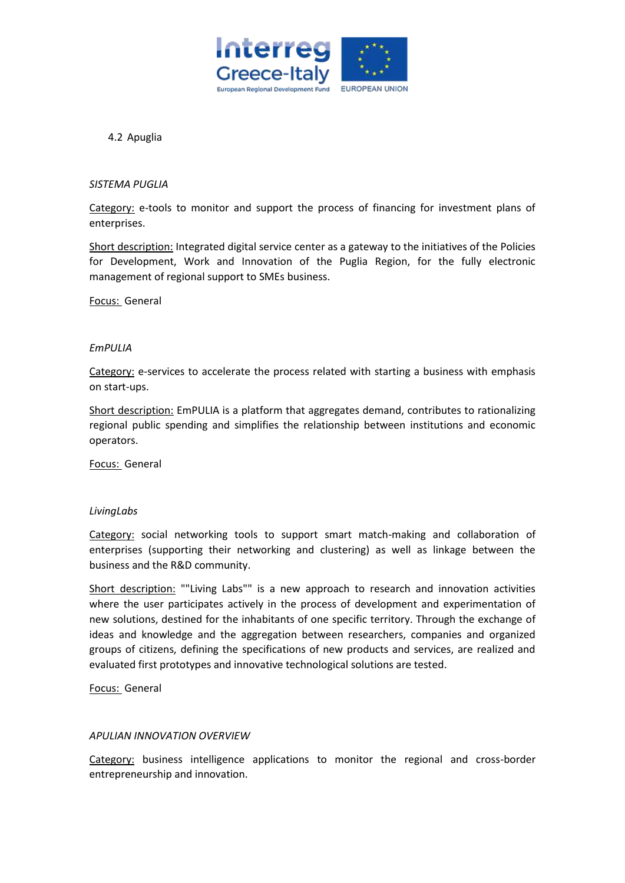## 4.2 Apuglia

*SISTEMA PUGLIA*

Category: e-tools to monitor and support the process of financing for investment plans of enterprises.

Short description: Integrated digital service center as a gateway to the initiatives of the Policies for Development, Work and Innovation of the Puglia Region, for the fully electronic management of regional support to SMEs business.

Focus: General

*EmPULIA*

Category: e-services to accelerate the process related with starting a business with emphasis on start-ups.

Short description: EmPULIA is a platform that aggregates demand, contributes to rationalizing regional public spending and simplifies the relationship between institutions and economic operators.

Focus: General

*LivingLabs*

Category: social networking tools to support smart match-making and collaboration of enterprises (supporting their networking and clustering) as well as linkage between the business and the R&D community.

Short description: ""Living Labs"" is a new approach to research and innovation activities where the user participates actively in the process of development and experimentation of new solutions, destined for the inhabitants of one specific territory. Through the exchange of ideas and knowledge and the aggregation between researchers, companies and organized groups of citizens, defining the specifications of new products and services, are realized and evaluated first prototypes and innovative technological solutions are tested.

Focus: General

*APULIAN INNOVATION OVERVIEW*

Category: business intelligence applications to monitor the regional and cross-border entrepreneurship and innovation.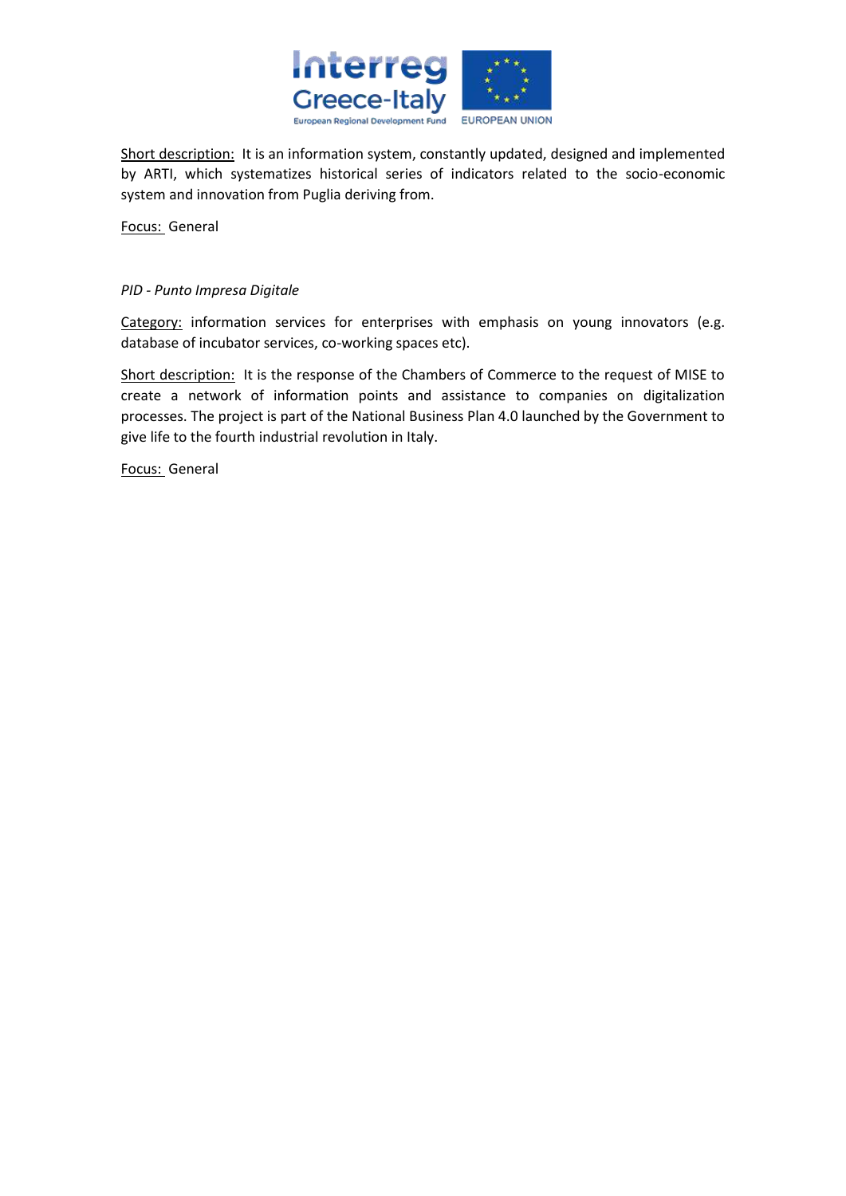Short description: It is an information system, constantly updated, designed and implemented by ARTI, which systematizes historical series of indicators related to the socio-economic system and innovation from Puglia deriving from.

Focus: General

*PID - Punto Impresa Digitale*

Category: information services for enterprises with emphasis on young innovators (e.g. database of incubator services, co-working spaces etc).

Short description: It is the response of the Chambers of Commerce to the request of MISE to create a network of information points and assistance to companies on digitalization processes. The project is part of the National Business Plan 4.0 launched by the Government to give life to the fourth industrial revolution in Italy.

Focus: General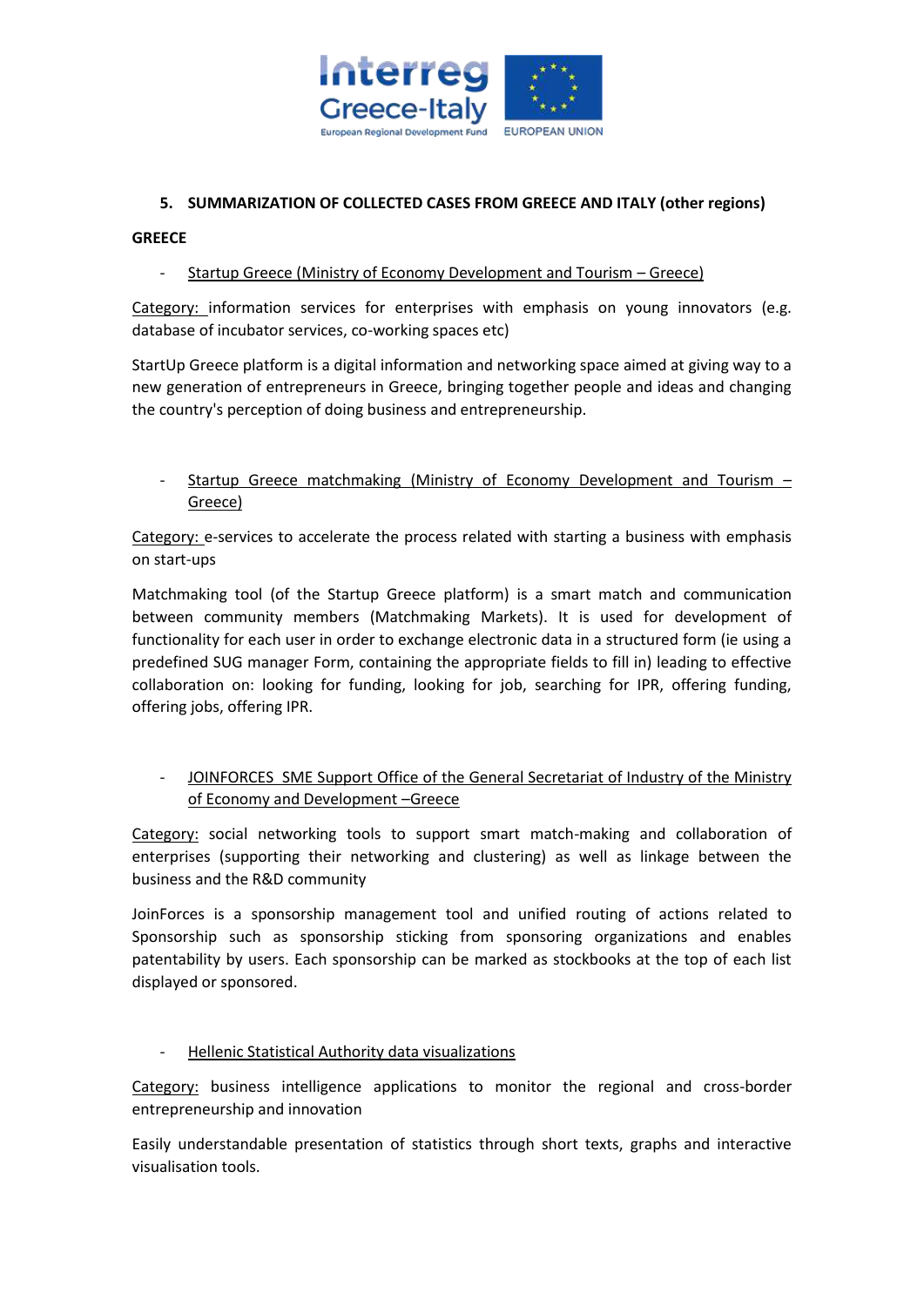## 5. SUMMARIZATION OF COLLECTED CASES FROM GREECE AND ITALY (other regions)

### GREECE

- Startup Greece (Ministry of Economy Development and Tourism – Greece)

Category: information services for enterprises with emphasis on young innovators (e.g. database of incubator services, co-working spaces etc)

StartUp Greece platform is a digital information and networking space aimed at giving way to a new generation of entrepreneurs in Greece, bringing together people and ideas and changing the country's perception of doing business and entrepreneurship.

- Startup Greece matchmaking (Ministry of Economy Development and Tourism – Greece)

Category: e-services to accelerate the process related with starting a business with emphasis on start-ups

Matchmaking tool (of the Startup Greece platform) is a smart match and communication between community members (Matchmaking Markets). It is used for development of functionality for each user in order to exchange electronic data in a structured form (ie using a predefined SUG manager Form, containing the appropriate fields to fill in) leading to effective collaboration on: looking for funding, looking for job, searching for IPR, offering funding, offering jobs, offering IPR.

- JOINFORCES SME Support Office of the General Secretariat of Industry of the Ministry of Economy and Development –Greece

Category: social networking tools to support smart match-making and collaboration of enterprises (supporting their networking and clustering) as well as linkage between the business and the R&D community

JoinForces is a sponsorship management tool and unified routing of actions related to Sponsorship such as sponsorship sticking from sponsoring organizations and enables patentability by users. Each sponsorship can be marked as stockbooks at the top of each list displayed or sponsored.

- Hellenic Statistical Authority data visualizations

Category: business intelligence applications to monitor the regional and cross-border entrepreneurship and innovation

Easily understandable presentation of statistics through short texts, graphs and interactive visualisation tools.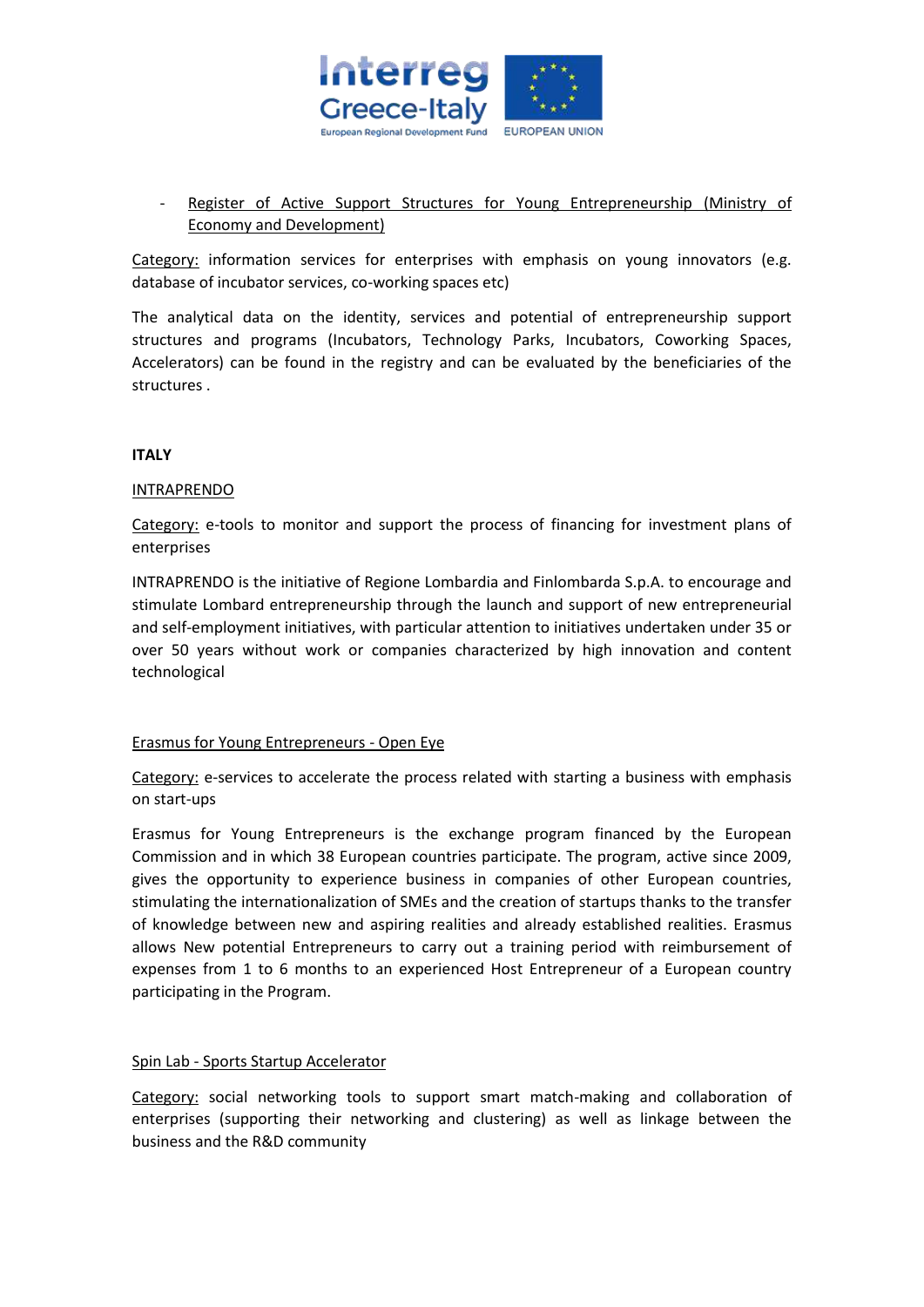- <u>Register of Active Support Structures for Young Entrepreneurship (Ministry of Economy and Development)</u>

<u>Category:</u> information services for enterprises with emphasis on young innovators (e.g. database of incubator services, co-working spaces etc)

The analytical data on the identity, services and potential of entrepreneurship support structures and programs (Incubators, Technology Parks, Incubators, Coworking Spaces, Accelerators) can be found in the registry and can be evaluated by the beneficiaries of the structures .

**ITALY**

<u>INTRAPRENDO</u>

<u>Category:</u> e-tools to monitor and support the process of financing for investment plans of enterprises

INTRAPRENDO is the initiative of Regione Lombardia and Finlombarda S.p.A. to encourage and stimulate Lombard entrepreneurship through the launch and support of new entrepreneurial and self-employment initiatives, with particular attention to initiatives undertaken under 35 or over 50 years without work or companies characterized by high innovation and content technological

<u>Erasmus for Young Entrepreneurs - Open Eye</u>

<u>Category:</u> e-services to accelerate the process related with starting a business with emphasis on start-ups

Erasmus for Young Entrepreneurs is the exchange program financed by the European Commission and in which 38 European countries participate. The program, active since 2009, gives the opportunity to experience business in companies of other European countries, stimulating the internationalization of SMEs and the creation of startups thanks to the transfer of knowledge between new and aspiring realities and already established realities. Erasmus allows New potential Entrepreneurs to carry out a training period with reimbursement of expenses from 1 to 6 months to an experienced Host Entrepreneur of a European country participating in the Program.

<u>Spin Lab - Sports Startup Accelerator</u>

<u>Category:</u> social networking tools to support smart match-making and collaboration of enterprises (supporting their networking and clustering) as well as linkage between the business and the R&D community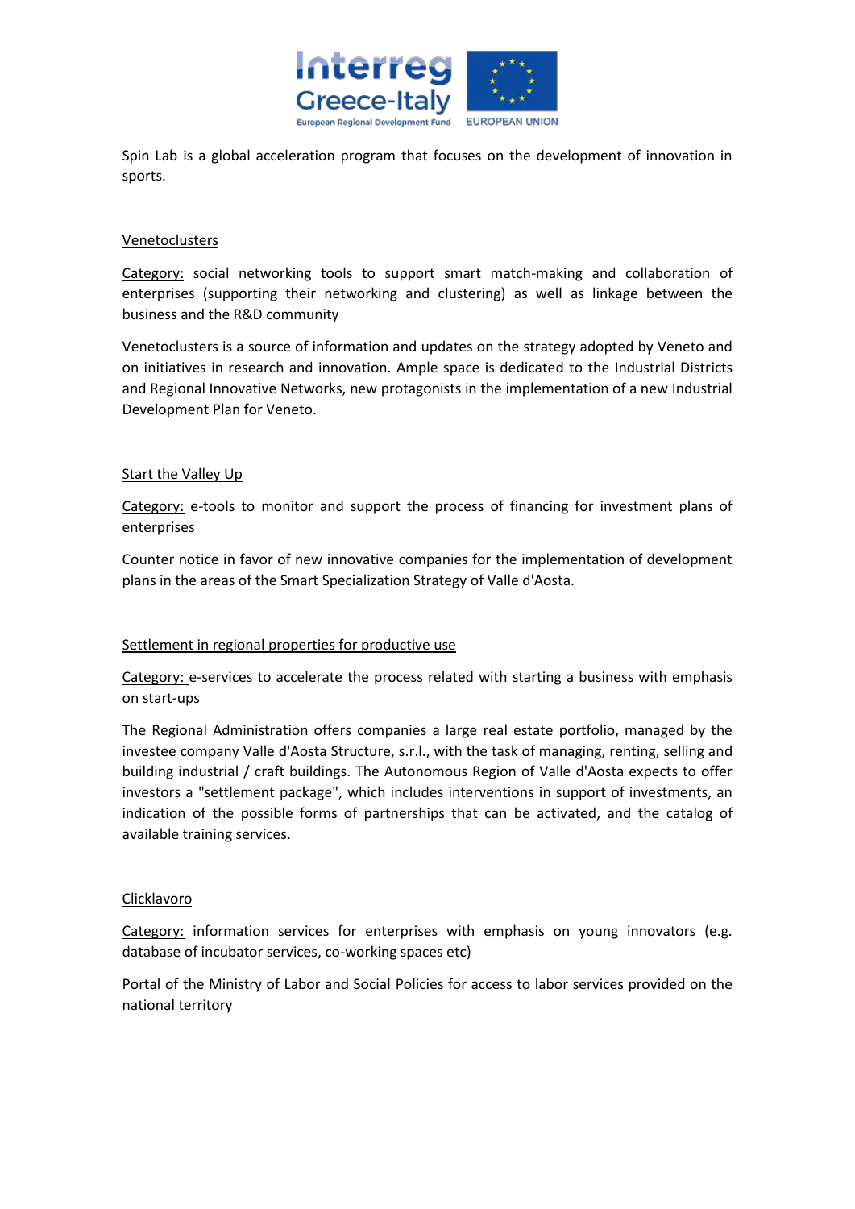Spin Lab is a global acceleration program that focuses on the development of innovation in sports.

Venetoclusters

Category: social networking tools to support smart match-making and collaboration of enterprises (supporting their networking and clustering) as well as linkage between the business and the R&D community

Venetoclusters is a source of information and updates on the strategy adopted by Veneto and on initiatives in research and innovation. Ample space is dedicated to the Industrial Districts and Regional Innovative Networks, new protagonists in the implementation of a new Industrial Development Plan for Veneto.

Start the Valley Up

Category: e-tools to monitor and support the process of financing for investment plans of enterprises

Counter notice in favor of new innovative companies for the implementation of development plans in the areas of the Smart Specialization Strategy of Valle d'Aosta.

Settlement in regional properties for productive use

Category: e-services to accelerate the process related with starting a business with emphasis on start-ups

The Regional Administration offers companies a large real estate portfolio, managed by the investee company Valle d'Aosta Structure, s.r.l., with the task of managing, renting, selling and building industrial / craft buildings. The Autonomous Region of Valle d'Aosta expects to offer investors a "settlement package", which includes interventions in support of investments, an indication of the possible forms of partnerships that can be activated, and the catalog of available training services.

Clicklavoro

Category: information services for enterprises with emphasis on young innovators (e.g. database of incubator services, co-working spaces etc)

Portal of the Ministry of Labor and Social Policies for access to labor services provided on the national territory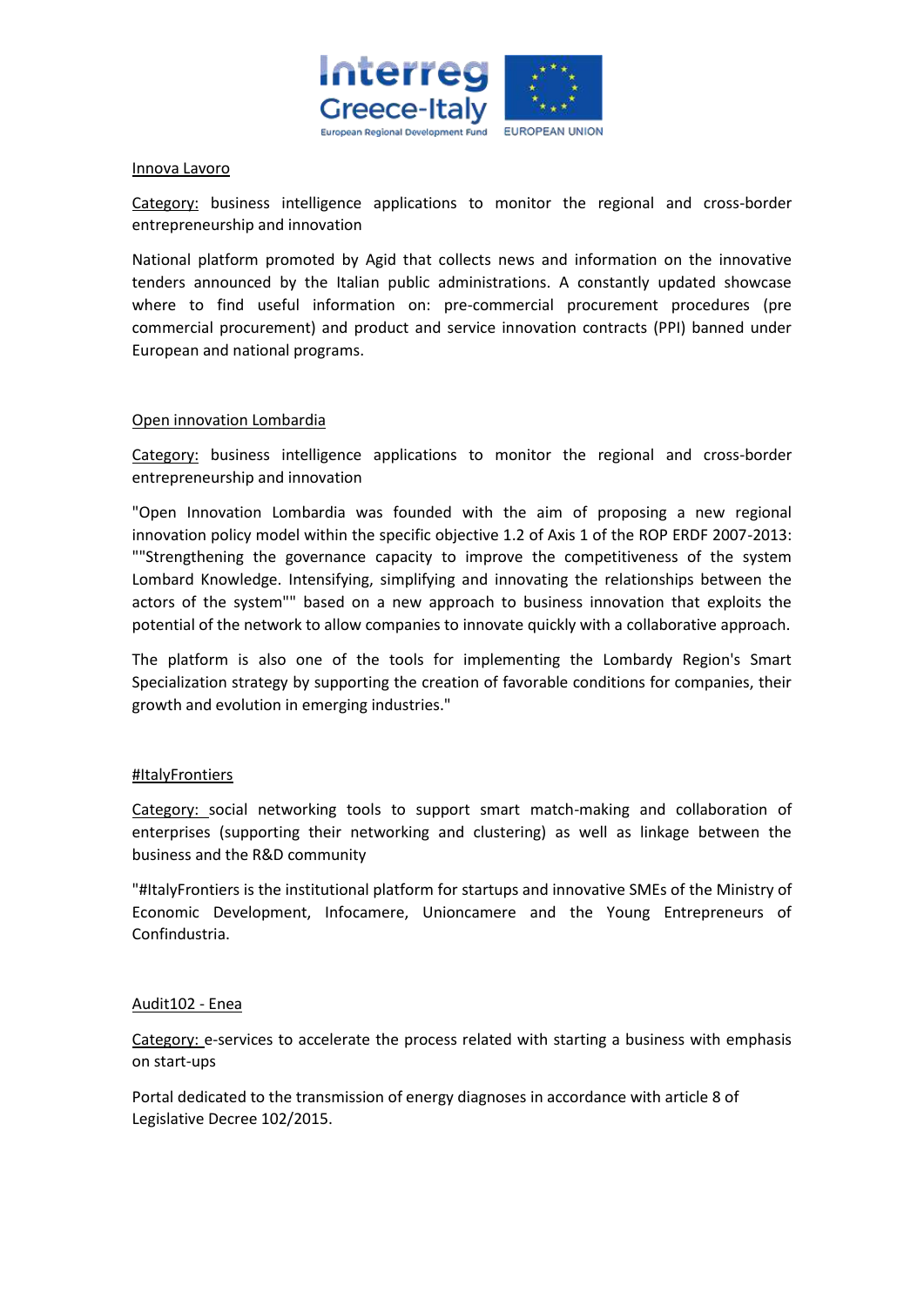Innova Lavoro

Category: business intelligence applications to monitor the regional and cross-border entrepreneurship and innovation

National platform promoted by Agid that collects news and information on the innovative tenders announced by the Italian public administrations. A constantly updated showcase where to find useful information on: pre-commercial procurement procedures (pre commercial procurement) and product and service innovation contracts (PPI) banned under European and national programs.

Open innovation Lombardia

Category: business intelligence applications to monitor the regional and cross-border entrepreneurship and innovation

"Open Innovation Lombardia was founded with the aim of proposing a new regional innovation policy model within the specific objective 1.2 of Axis 1 of the ROP ERDF 2007-2013: ""Strengthening the governance capacity to improve the competitiveness of the system Lombard Knowledge. Intensifying, simplifying and innovating the relationships between the actors of the system"" based on a new approach to business innovation that exploits the potential of the network to allow companies to innovate quickly with a collaborative approach.

The platform is also one of the tools for implementing the Lombardy Region's Smart Specialization strategy by supporting the creation of favorable conditions for companies, their growth and evolution in emerging industries."

#ItalyFrontiers

Category: social networking tools to support smart match-making and collaboration of enterprises (supporting their networking and clustering) as well as linkage between the business and the R&D community

"#ItalyFrontiers is the institutional platform for startups and innovative SMEs of the Ministry of Economic Development, Infocamere, Unioncamere and the Young Entrepreneurs of Confindustria.

Audit102 - Enea

Category: e-services to accelerate the process related with starting a business with emphasis on start-ups

Portal dedicated to the transmission of energy diagnoses in accordance with article 8 of Legislative Decree 102/2015.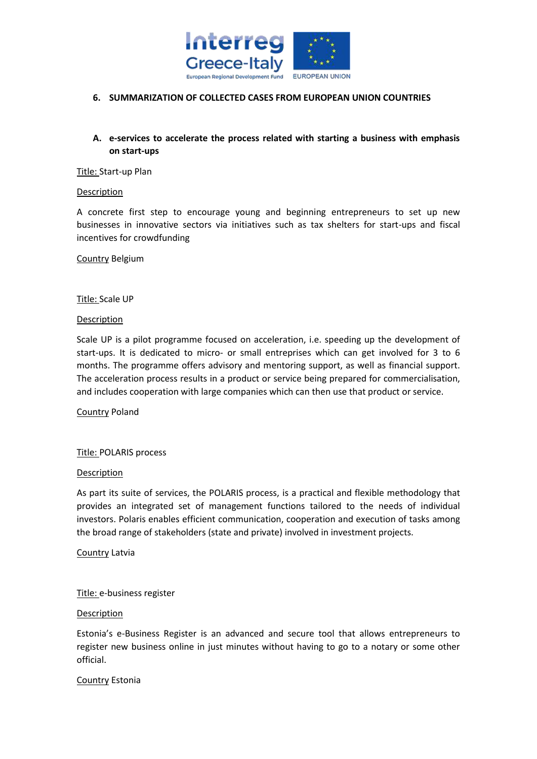## 6. SUMMARIZATION OF COLLECTED CASES FROM EUROPEAN UNION COUNTRIES

### A. e-services to accelerate the process related with starting a business with emphasis on start-ups

Title: Start-up Plan

Description

A concrete first step to encourage young and beginning entrepreneurs to set up new businesses in innovative sectors via initiatives such as tax shelters for start-ups and fiscal incentives for crowdfunding

Country Belgium

Title: Scale UP

Description

Scale UP is a pilot programme focused on acceleration, i.e. speeding up the development of start-ups. It is dedicated to micro- or small entreprises which can get involved for 3 to 6 months. The programme offers advisory and mentoring support, as well as financial support. The acceleration process results in a product or service being prepared for commercialisation, and includes cooperation with large companies which can then use that product or service.

Country Poland

Title: POLARIS process

Description

As part its suite of services, the POLARIS process, is a practical and flexible methodology that provides an integrated set of management functions tailored to the needs of individual investors. Polaris enables efficient communication, cooperation and execution of tasks among the broad range of stakeholders (state and private) involved in investment projects.

Country Latvia

Title: e-business register

Description

Estonia's e-Business Register is an advanced and secure tool that allows entrepreneurs to register new business online in just minutes without having to go to a notary or some other official.

Country Estonia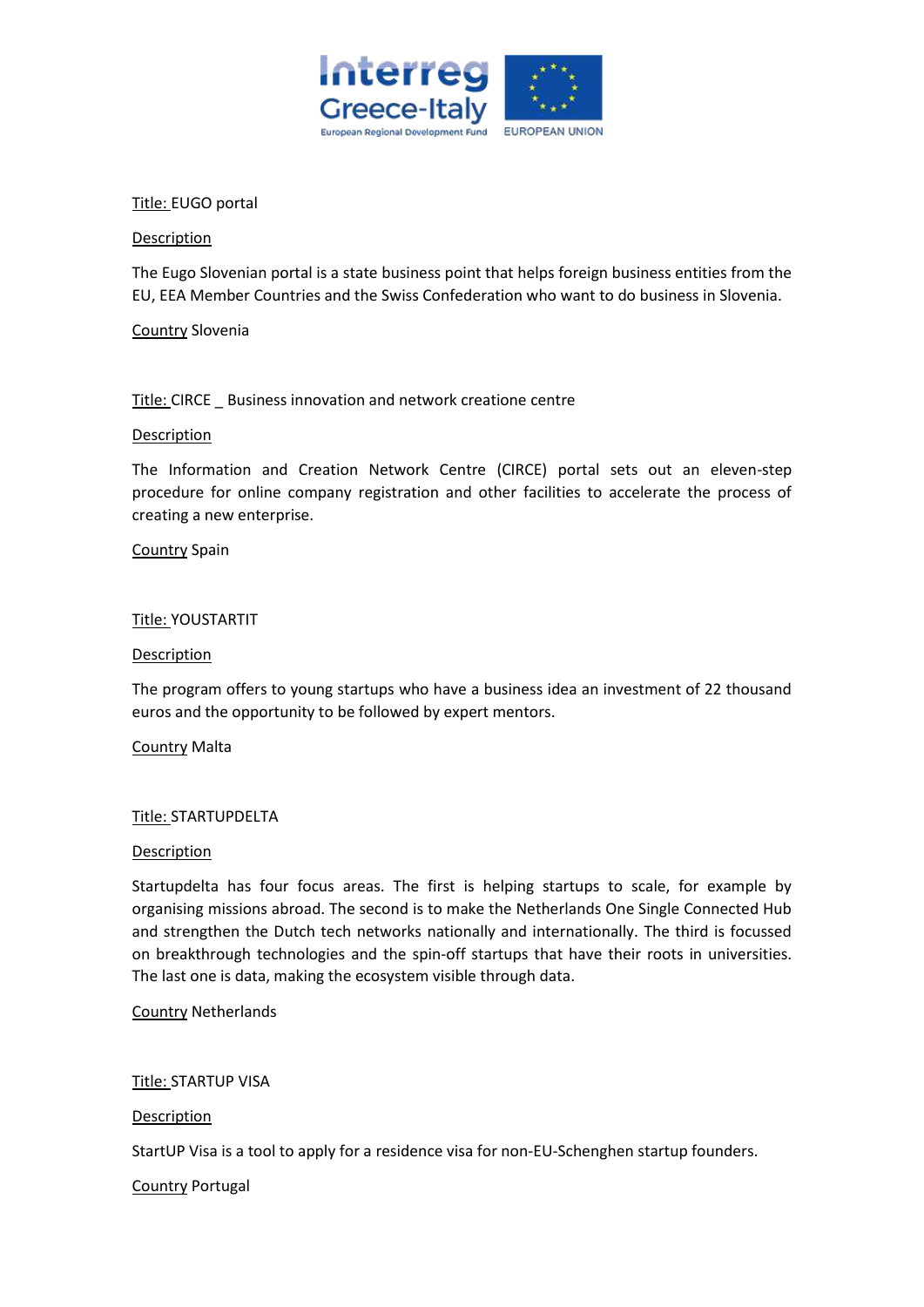Title: EUGO portal

Description

The Eugo Slovenian portal is a state business point that helps foreign business entities from the EU, EEA Member Countries and the Swiss Confederation who want to do business in Slovenia.

Country Slovenia

Title: CIRCE _ Business innovation and network creatione centre

Description

The Information and Creation Network Centre (CIRCE) portal sets out an eleven-step procedure for online company registration and other facilities to accelerate the process of creating a new enterprise.

Country Spain

Title: YOUSTARTIT

Description

The program offers to young startups who have a business idea an investment of 22 thousand euros and the opportunity to be followed by expert mentors.

Country Malta

Title: STARTUPDELTA

Description

Startupdelta has four focus areas. The first is helping startups to scale, for example by organising missions abroad. The second is to make the Netherlands One Single Connected Hub and strengthen the Dutch tech networks nationally and internationally. The third is focussed on breakthrough technologies and the spin-off startups that have their roots in universities. The last one is data, making the ecosystem visible through data.

Country Netherlands

Title: STARTUP VISA

Description

StartUP Visa is a tool to apply for a residence visa for non-EU-Schenghen startup founders.

Country Portugal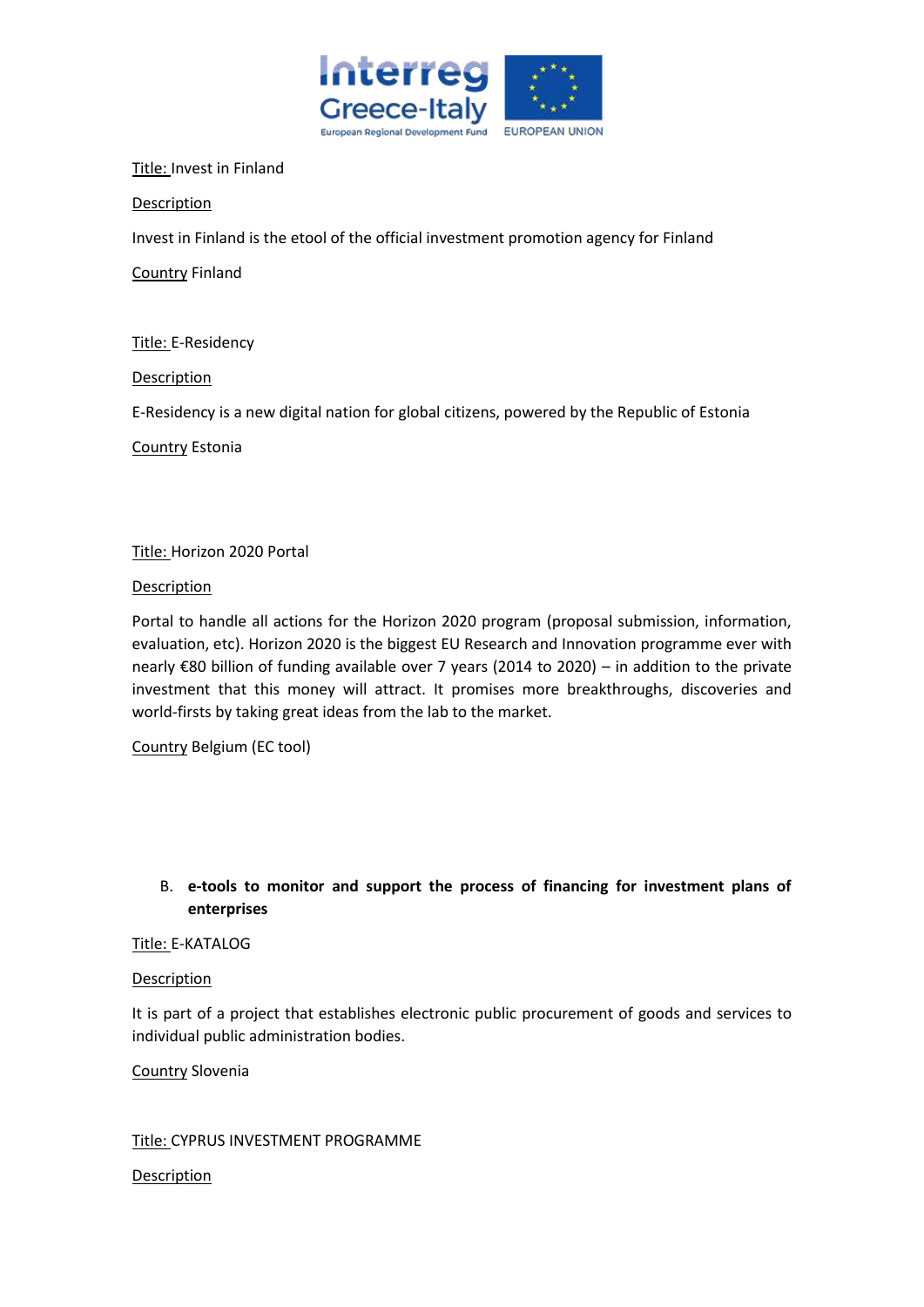Title: Invest in Finland

Description

Invest in Finland is the etool of the official investment promotion agency for Finland

Country Finland

Title: E-Residency

Description

E-Residency is a new digital nation for global citizens, powered by the Republic of Estonia

Country Estonia

Title: Horizon 2020 Portal

Description

Portal to handle all actions for the Horizon 2020 program (proposal submission, information, evaluation, etc). Horizon 2020 is the biggest EU Research and Innovation programme ever with nearly €80 billion of funding available over 7 years (2014 to 2020) – in addition to the private investment that this money will attract. It promises more breakthroughs, discoveries and world-firsts by taking great ideas from the lab to the market.

Country Belgium (EC tool)

**B. e-tools to monitor and support the process of financing for investment plans of enterprises**

Title: E-KATALOG

Description

It is part of a project that establishes electronic public procurement of goods and services to individual public administration bodies.

Country Slovenia

Title: CYPRUS INVESTMENT PROGRAMME

Description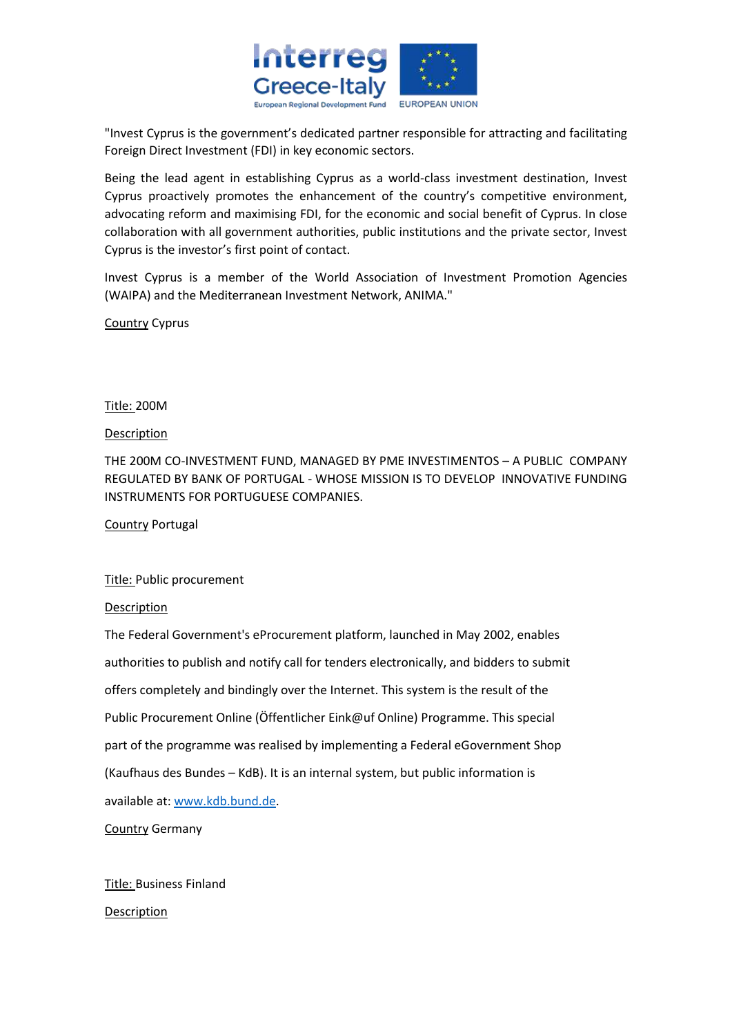"Invest Cyprus is the government's dedicated partner responsible for attracting and facilitating Foreign Direct Investment (FDI) in key economic sectors.

Being the lead agent in establishing Cyprus as a world-class investment destination, Invest Cyprus proactively promotes the enhancement of the country's competitive environment, advocating reform and maximising FDI, for the economic and social benefit of Cyprus. In close collaboration with all government authorities, public institutions and the private sector, Invest Cyprus is the investor's first point of contact.

Invest Cyprus is a member of the World Association of Investment Promotion Agencies (WAIPA) and the Mediterranean Investment Network, ANIMA."

Country Cyprus

Title: 200M

Description

THE 200M CO-INVESTMENT FUND, MANAGED BY PME INVESTIMENTOS – A PUBLIC COMPANY REGULATED BY BANK OF PORTUGAL - WHOSE MISSION IS TO DEVELOP INNOVATIVE FUNDING INSTRUMENTS FOR PORTUGUESE COMPANIES.

Country Portugal

Title: Public procurement

Description

The Federal Government's eProcurement platform, launched in May 2002, enables authorities to publish and notify call for tenders electronically, and bidders to submit offers completely and bindingly over the Internet. This system is the result of the Public Procurement Online (Öffentlicher Eink@uf Online) Programme. This special part of the programme was realised by implementing a Federal eGovernment Shop (Kaufhaus des Bundes – KdB). It is an internal system, but public information is available at: www.kdb.bund.de.

Country Germany

Title: Business Finland

Description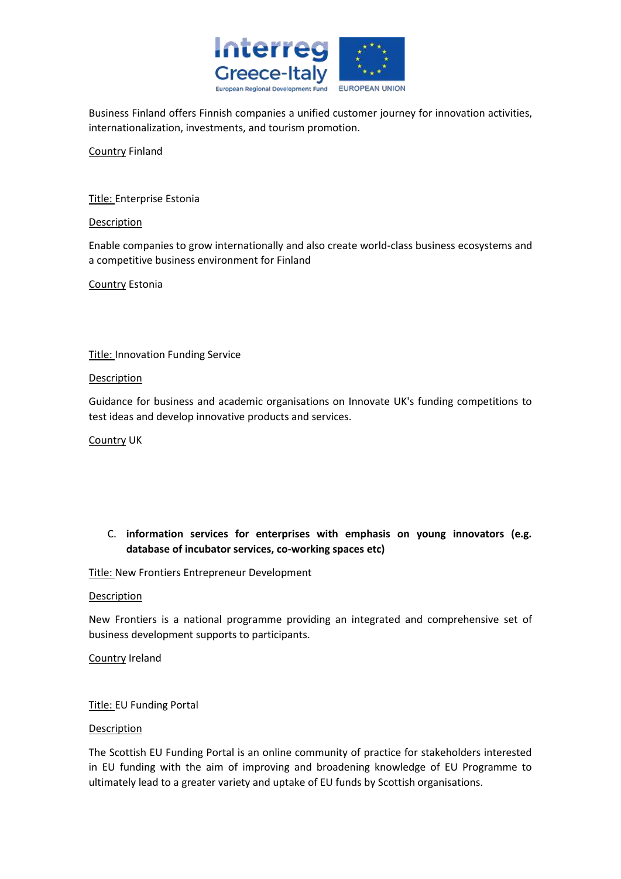Business Finland offers Finnish companies a unified customer journey for innovation activities, internationalization, investments, and tourism promotion.

Country Finland

Title: Enterprise Estonia

Description

Enable companies to grow internationally and also create world-class business ecosystems and a competitive business environment for Finland

Country Estonia

Title: Innovation Funding Service

Description

Guidance for business and academic organisations on Innovate UK's funding competitions to test ideas and develop innovative products and services.

Country UK

C. **information services for enterprises with emphasis on young innovators (e.g. database of incubator services, co-working spaces etc)**

Title: New Frontiers Entrepreneur Development

Description

New Frontiers is a national programme providing an integrated and comprehensive set of business development supports to participants.

Country Ireland

Title: EU Funding Portal

Description

The Scottish EU Funding Portal is an online community of practice for stakeholders interested in EU funding with the aim of improving and broadening knowledge of EU Programme to ultimately lead to a greater variety and uptake of EU funds by Scottish organisations.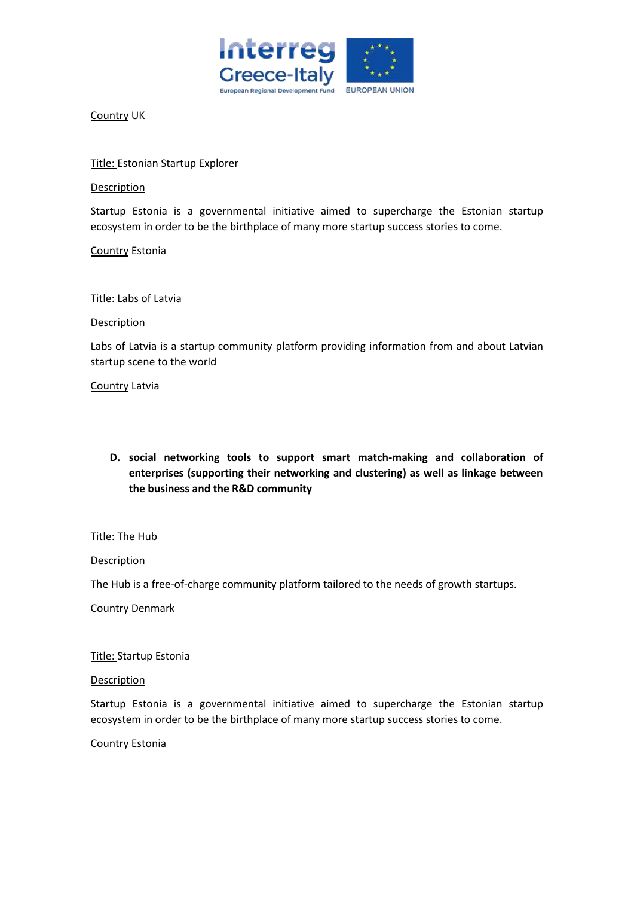Country UK

Title: Estonian Startup Explorer

Description

Startup Estonia is a governmental initiative aimed to supercharge the Estonian startup ecosystem in order to be the birthplace of many more startup success stories to come.

Country Estonia

Title: Labs of Latvia

Description

Labs of Latvia is a startup community platform providing information from and about Latvian startup scene to the world

Country Latvia

**D. social networking tools to support smart match-making and collaboration of enterprises (supporting their networking and clustering) as well as linkage between the business and the R&D community**

Title: The Hub

Description

The Hub is a free-of-charge community platform tailored to the needs of growth startups.

Country Denmark

Title: Startup Estonia

Description

Startup Estonia is a governmental initiative aimed to supercharge the Estonian startup ecosystem in order to be the birthplace of many more startup success stories to come.

Country Estonia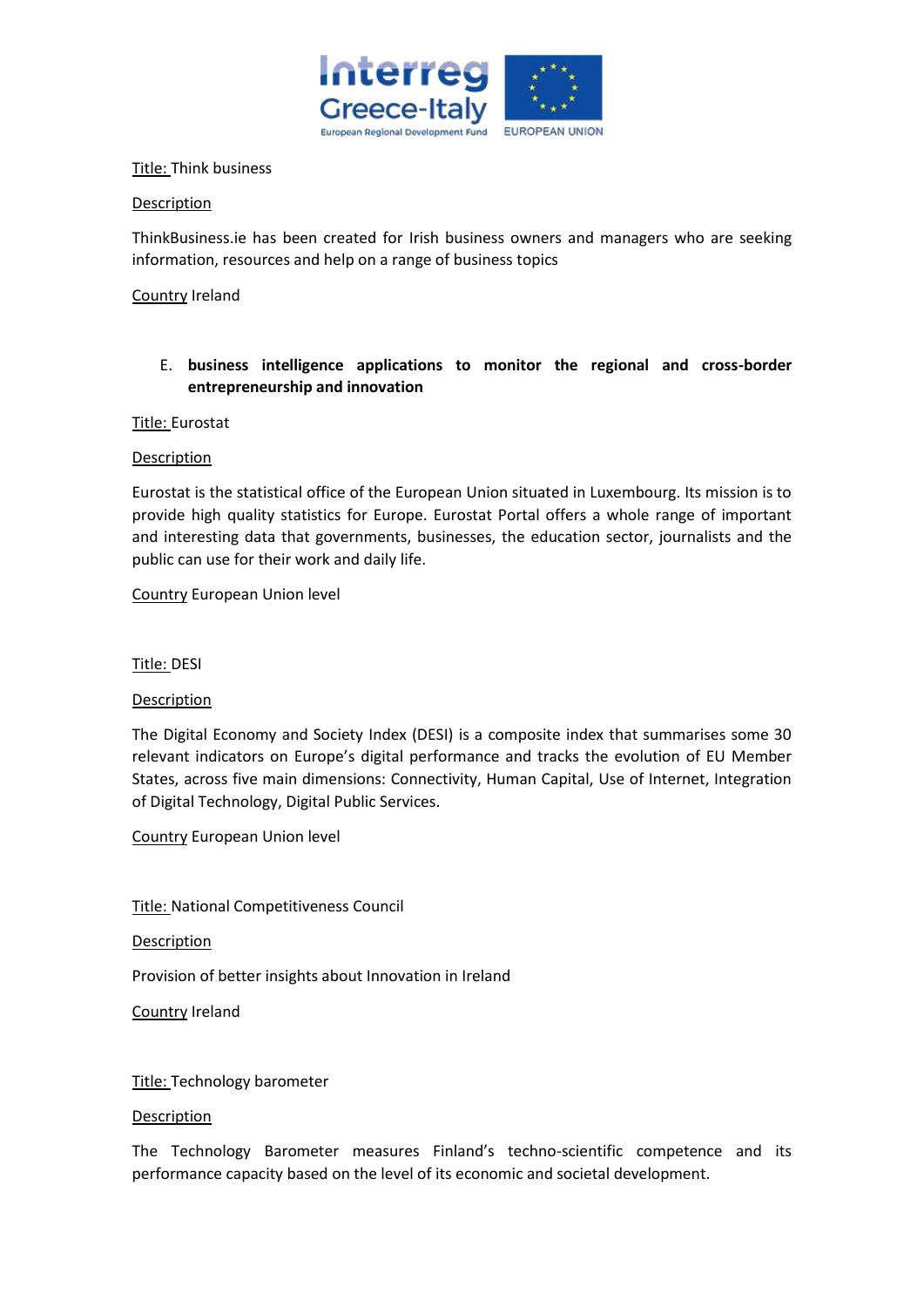<u>Title:</u> Think business

<u>Description</u>

ThinkBusiness.ie has been created for Irish business owners and managers who are seeking information, resources and help on a range of business topics

<u>Country</u> Ireland

E. **business intelligence applications to monitor the regional and cross-border entrepreneurship and innovation**

<u>Title:</u> Eurostat

<u>Description</u>

Eurostat is the statistical office of the European Union situated in Luxembourg. Its mission is to provide high quality statistics for Europe. Eurostat Portal offers a whole range of important and interesting data that governments, businesses, the education sector, journalists and the public can use for their work and daily life.

<u>Country</u> European Union level

<u>Title:</u> DESI

<u>Description</u>

The Digital Economy and Society Index (DESI) is a composite index that summarises some 30 relevant indicators on Europe's digital performance and tracks the evolution of EU Member States, across five main dimensions: Connectivity, Human Capital, Use of Internet, Integration of Digital Technology, Digital Public Services.

<u>Country</u> European Union level

<u>Title:</u> National Competitiveness Council

<u>Description</u>

Provision of better insights about Innovation in Ireland

<u>Country</u> Ireland

<u>Title:</u> Technology barometer

<u>Description</u>

The Technology Barometer measures Finland's techno-scientific competence and its performance capacity based on the level of its economic and societal development.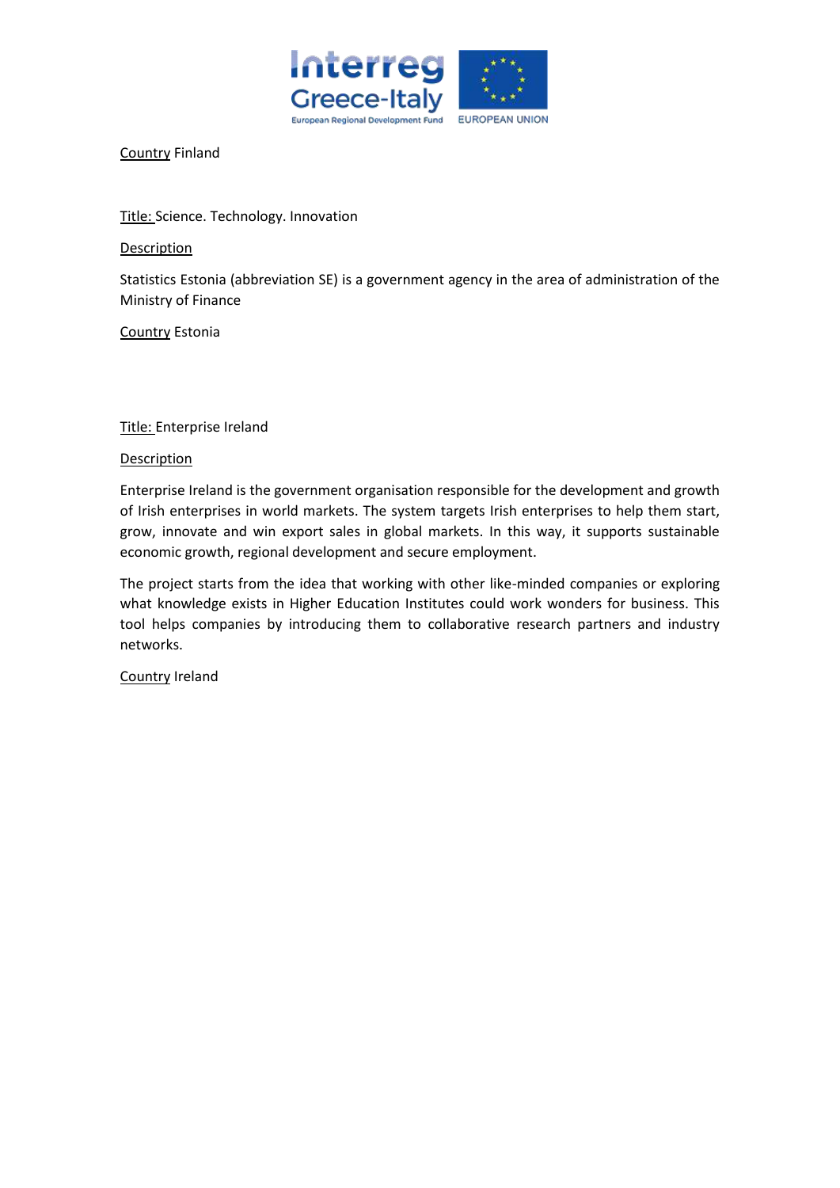Country Finland

Title: Science. Technology. Innovation

Description

Statistics Estonia (abbreviation SE) is a government agency in the area of administration of the Ministry of Finance

Country Estonia

Title: Enterprise Ireland

Description

Enterprise Ireland is the government organisation responsible for the development and growth of Irish enterprises in world markets. The system targets Irish enterprises to help them start, grow, innovate and win export sales in global markets. In this way, it supports sustainable economic growth, regional development and secure employment.

The project starts from the idea that working with other like-minded companies or exploring what knowledge exists in Higher Education Institutes could work wonders for business. This tool helps companies by introducing them to collaborative research partners and industry networks.

Country Ireland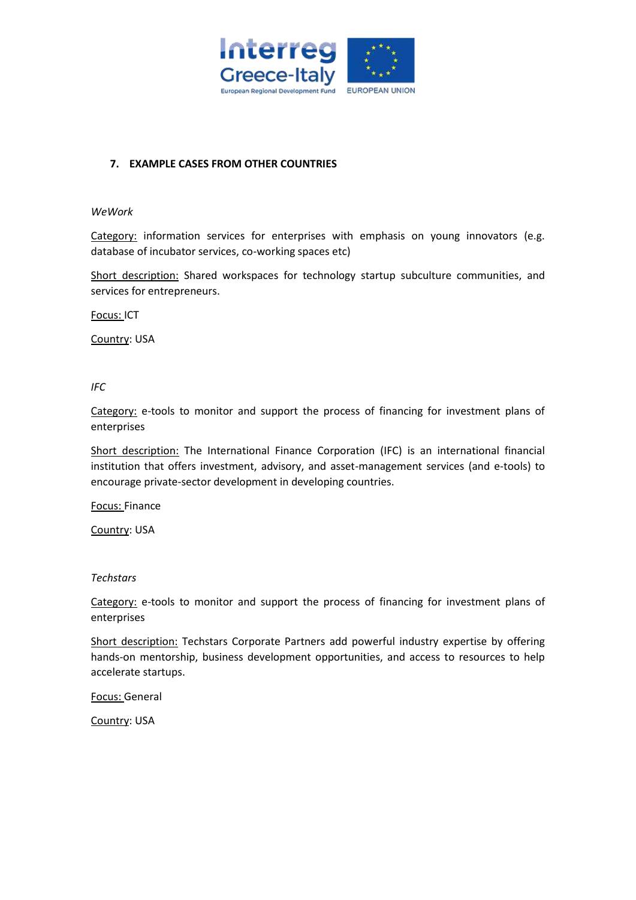## 7. EXAMPLE CASES FROM OTHER COUNTRIES

*WeWork*

Category: information services for enterprises with emphasis on young innovators (e.g. database of incubator services, co-working spaces etc)

Short description: Shared workspaces for technology startup subculture communities, and services for entrepreneurs.

Focus: ICT

Country: USA

*IFC*

Category: e-tools to monitor and support the process of financing for investment plans of enterprises

Short description: The International Finance Corporation (IFC) is an international financial institution that offers investment, advisory, and asset-management services (and e-tools) to encourage private-sector development in developing countries.

Focus: Finance

Country: USA

*Techstars*

Category: e-tools to monitor and support the process of financing for investment plans of enterprises

Short description: Techstars Corporate Partners add powerful industry expertise by offering hands-on mentorship, business development opportunities, and access to resources to help accelerate startups.

Focus: General

Country: USA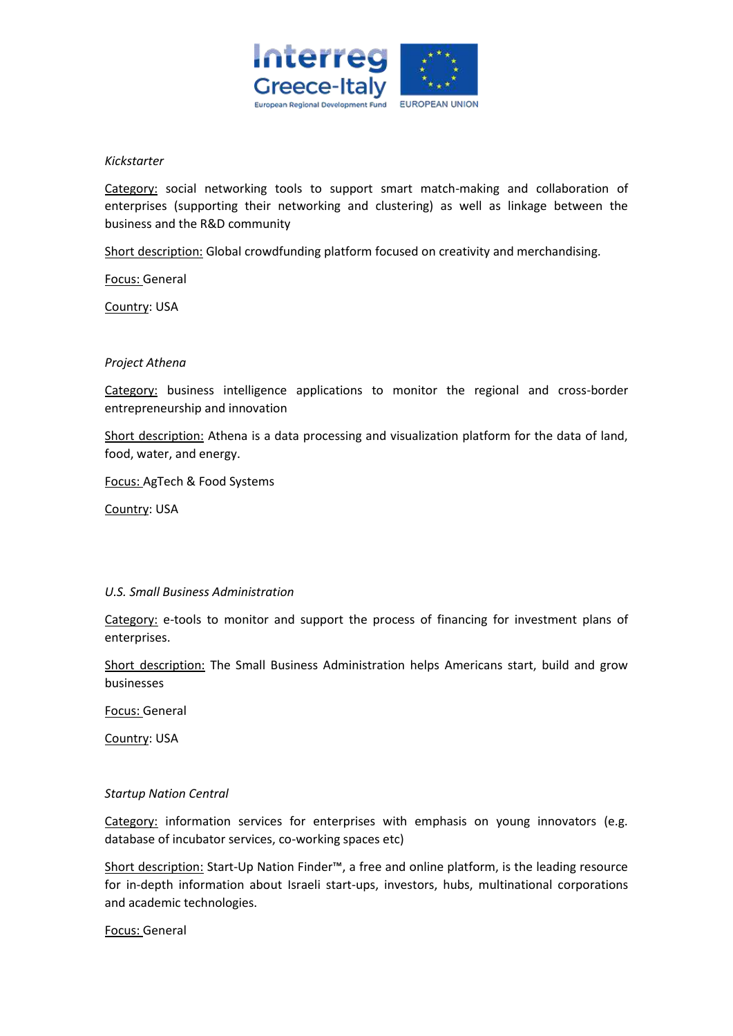*Kickstarter*

Category: social networking tools to support smart match-making and collaboration of enterprises (supporting their networking and clustering) as well as linkage between the business and the R&D community

Short description: Global crowdfunding platform focused on creativity and merchandising.

Focus: General

Country: USA

*Project Athena*

Category: business intelligence applications to monitor the regional and cross-border entrepreneurship and innovation

Short description: Athena is a data processing and visualization platform for the data of land, food, water, and energy.

Focus: AgTech & Food Systems

Country: USA

*U.S. Small Business Administration*

Category: e-tools to monitor and support the process of financing for investment plans of enterprises.

Short description: The Small Business Administration helps Americans start, build and grow businesses

Focus: General

Country: USA

*Startup Nation Central*

Category: information services for enterprises with emphasis on young innovators (e.g. database of incubator services, co-working spaces etc)

Short description: Start-Up Nation Finder™, a free and online platform, is the leading resource for in-depth information about Israeli start-ups, investors, hubs, multinational corporations and academic technologies.

Focus: General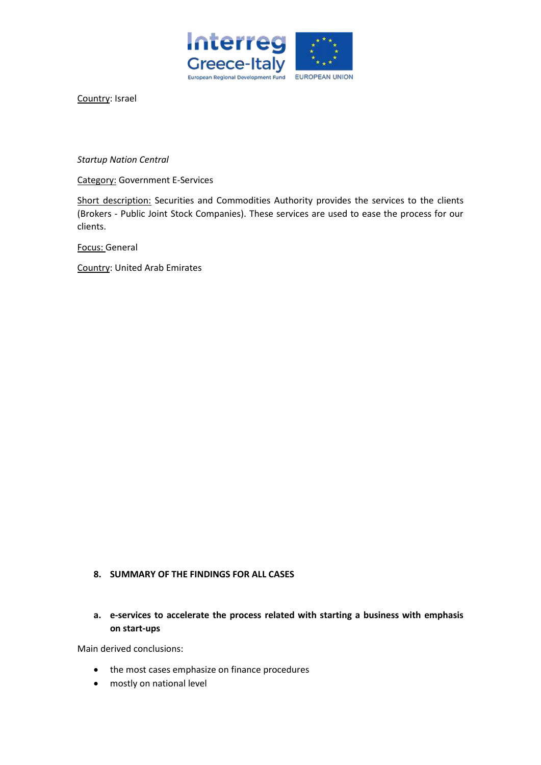Country: Israel

*Startup Nation Central*

Category: Government E-Services

Short description: Securities and Commodities Authority provides the services to the clients (Brokers - Public Joint Stock Companies). These services are used to ease the process for our clients.

Focus: General

Country: United Arab Emirates

## 8. SUMMARY OF THE FINDINGS FOR ALL CASES

### a. e-services to accelerate the process related with starting a business with emphasis on start-ups

Main derived conclusions:

- the most cases emphasize on finance procedures
- mostly on national level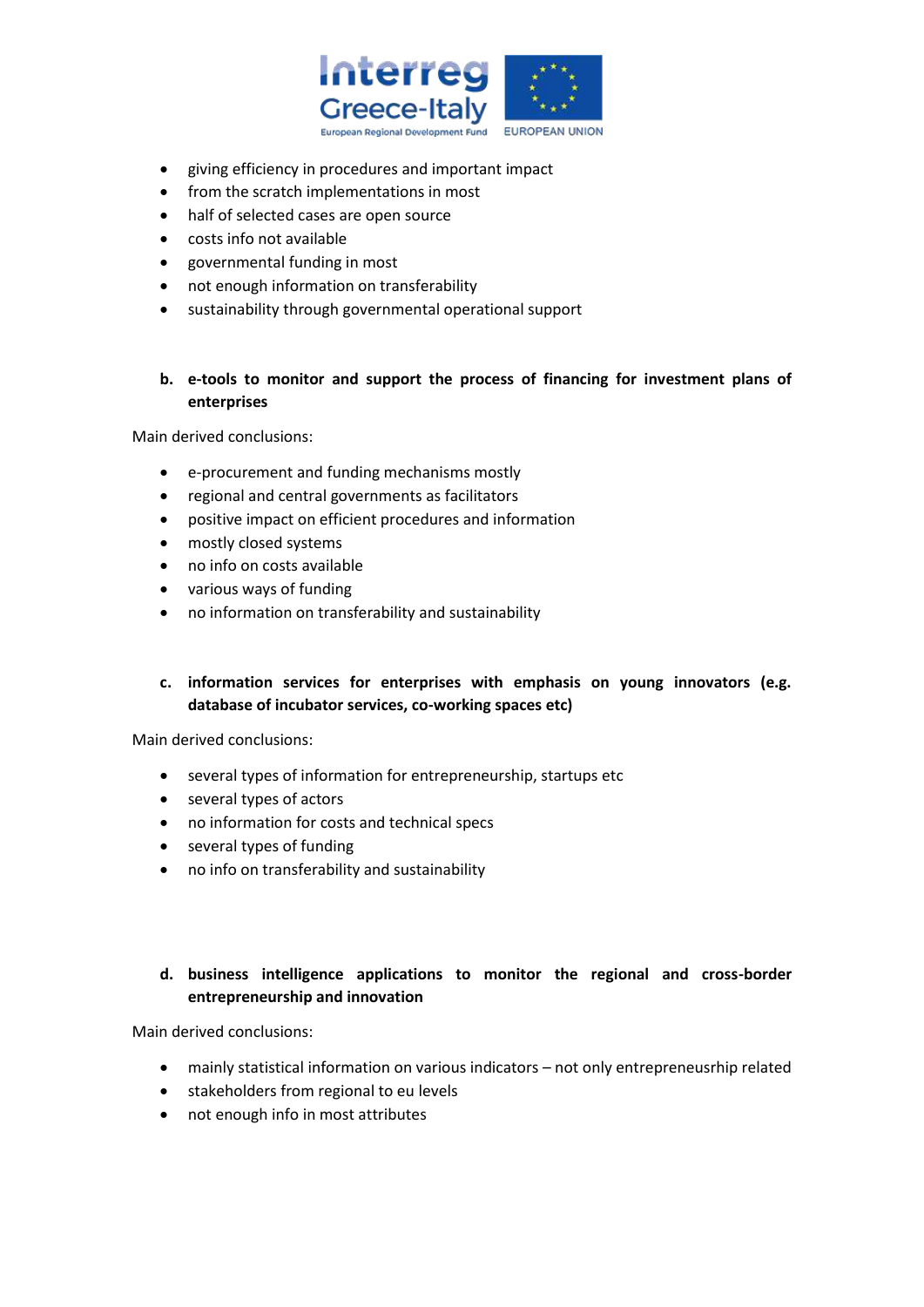- giving efficiency in procedures and important impact
- from the scratch implementations in most
- half of selected cases are open source
- costs info not available
- governmental funding in most
- not enough information on transferability
- sustainability through governmental operational support

**b. e-tools to monitor and support the process of financing for investment plans of enterprises**

Main derived conclusions:

- e-procurement and funding mechanisms mostly
- regional and central governments as facilitators
- positive impact on efficient procedures and information
- mostly closed systems
- no info on costs available
- various ways of funding
- no information on transferability and sustainability

**c. information services for enterprises with emphasis on young innovators (e.g. database of incubator services, co-working spaces etc)**

Main derived conclusions:

- several types of information for entrepreneurship, startups etc
- several types of actors
- no information for costs and technical specs
- several types of funding
- no info on transferability and sustainability

**d. business intelligence applications to monitor the regional and cross-border entrepreneurship and innovation**

Main derived conclusions:

- mainly statistical information on various indicators – not only entrepreneusrhip related
- stakeholders from regional to eu levels
- not enough info in most attributes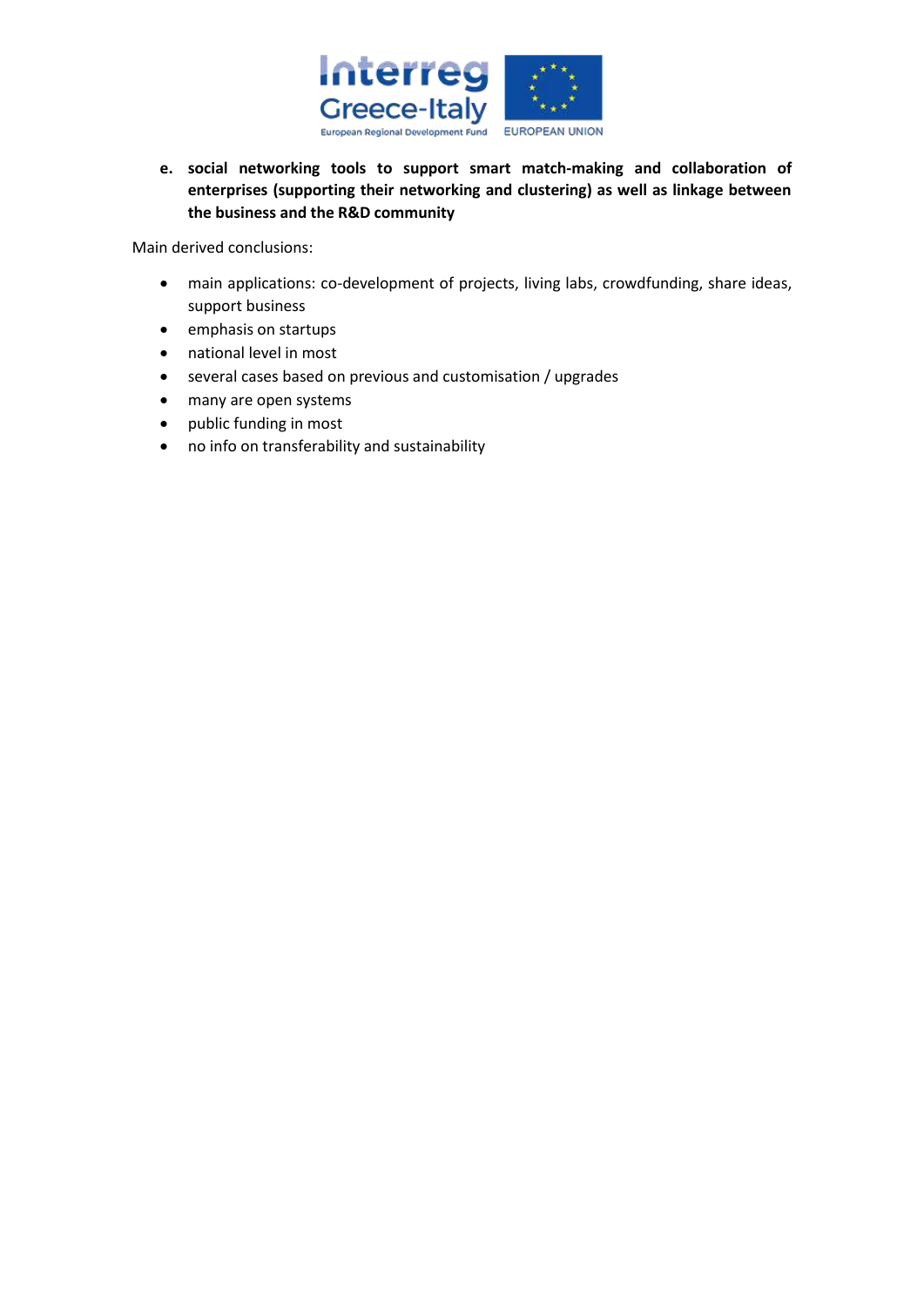e. **social networking tools to support smart match-making and collaboration of enterprises (supporting their networking and clustering) as well as linkage between the business and the R&D community**

Main derived conclusions:

- main applications: co-development of projects, living labs, crowdfunding, share ideas, support business
- emphasis on startups
- national level in most
- several cases based on previous and customisation / upgrades
- many are open systems
- public funding in most
- no info on transferability and sustainability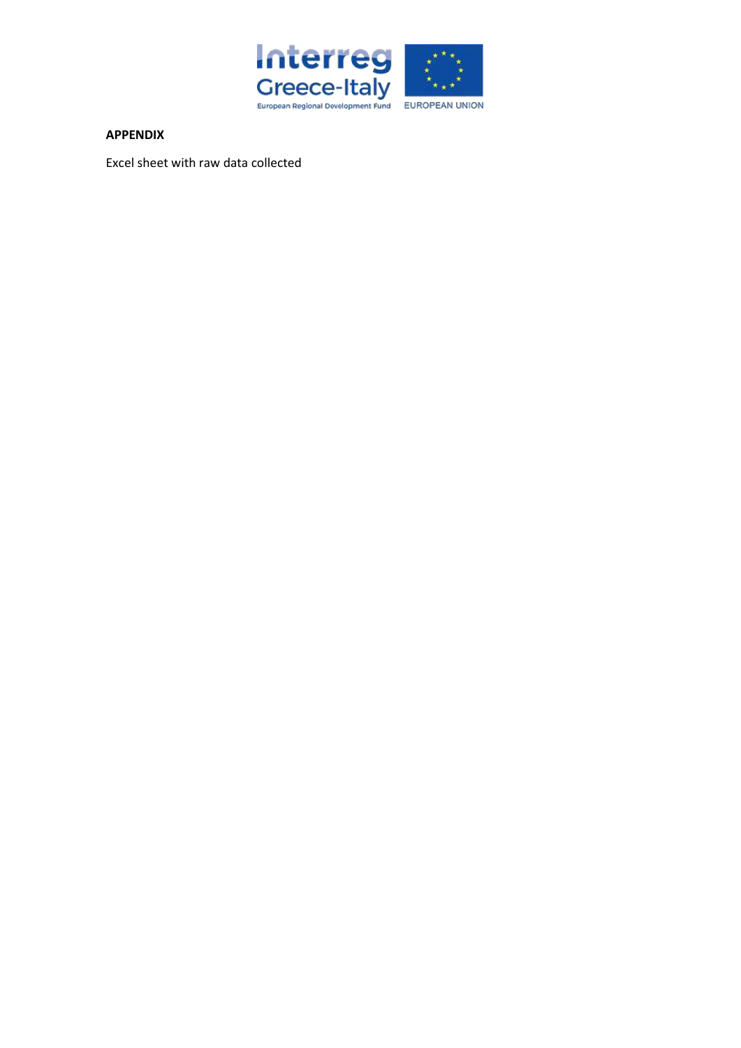**APPENDIX**

Excel sheet with raw data collected